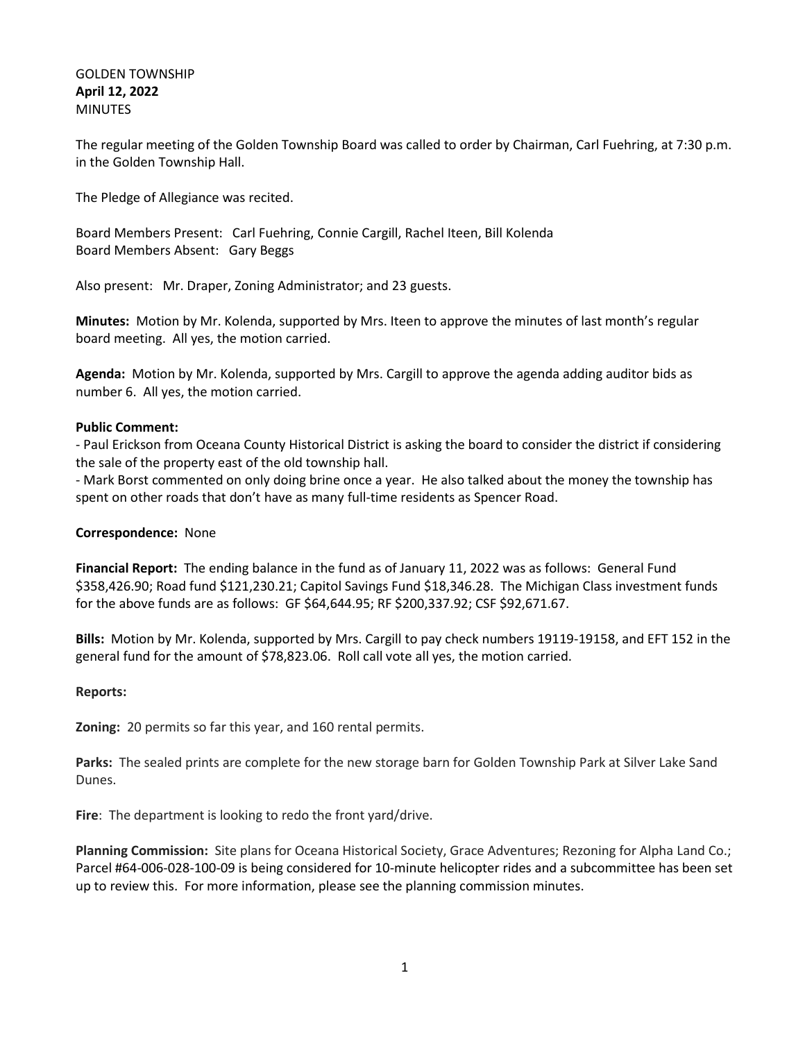GOLDEN TOWNSHIP
**April 12, 2022**
MINUTES

The regular meeting of the Golden Township Board was called to order by Chairman, Carl Fuehring, at 7:30 p.m. in the Golden Township Hall.

The Pledge of Allegiance was recited.

Board Members Present: Carl Fuehring, Connie Cargill, Rachel Iteen, Bill Kolenda
Board Members Absent: Gary Beggs

Also present: Mr. Draper, Zoning Administrator; and 23 guests.

**Minutes:** Motion by Mr. Kolenda, supported by Mrs. Iteen to approve the minutes of last month's regular board meeting. All yes, the motion carried.

**Agenda:** Motion by Mr. Kolenda, supported by Mrs. Cargill to approve the agenda adding auditor bids as number 6. All yes, the motion carried.

**Public Comment:**
- Paul Erickson from Oceana County Historical District is asking the board to consider the district if considering the sale of the property east of the old township hall.
- Mark Borst commented on only doing brine once a year. He also talked about the money the township has spent on other roads that don't have as many full-time residents as Spencer Road.

**Correspondence:** None

**Financial Report:** The ending balance in the fund as of January 11, 2022 was as follows: General Fund $358,426.90; Road fund $121,230.21; Capitol Savings Fund $18,346.28. The Michigan Class investment funds for the above funds are as follows: GF $64,644.95; RF $200,337.92; CSF $92,671.67.

**Bills:** Motion by Mr. Kolenda, supported by Mrs. Cargill to pay check numbers 19119-19158, and EFT 152 in the general fund for the amount of $78,823.06. Roll call vote all yes, the motion carried.

**Reports:**

**Zoning:** 20 permits so far this year, and 160 rental permits.

**Parks:** The sealed prints are complete for the new storage barn for Golden Township Park at Silver Lake Sand Dunes.

**Fire**: The department is looking to redo the front yard/drive.

**Planning Commission:** Site plans for Oceana Historical Society, Grace Adventures; Rezoning for Alpha Land Co.; Parcel #64-006-028-100-09 is being considered for 10-minute helicopter rides and a subcommittee has been set up to review this. For more information, please see the planning commission minutes.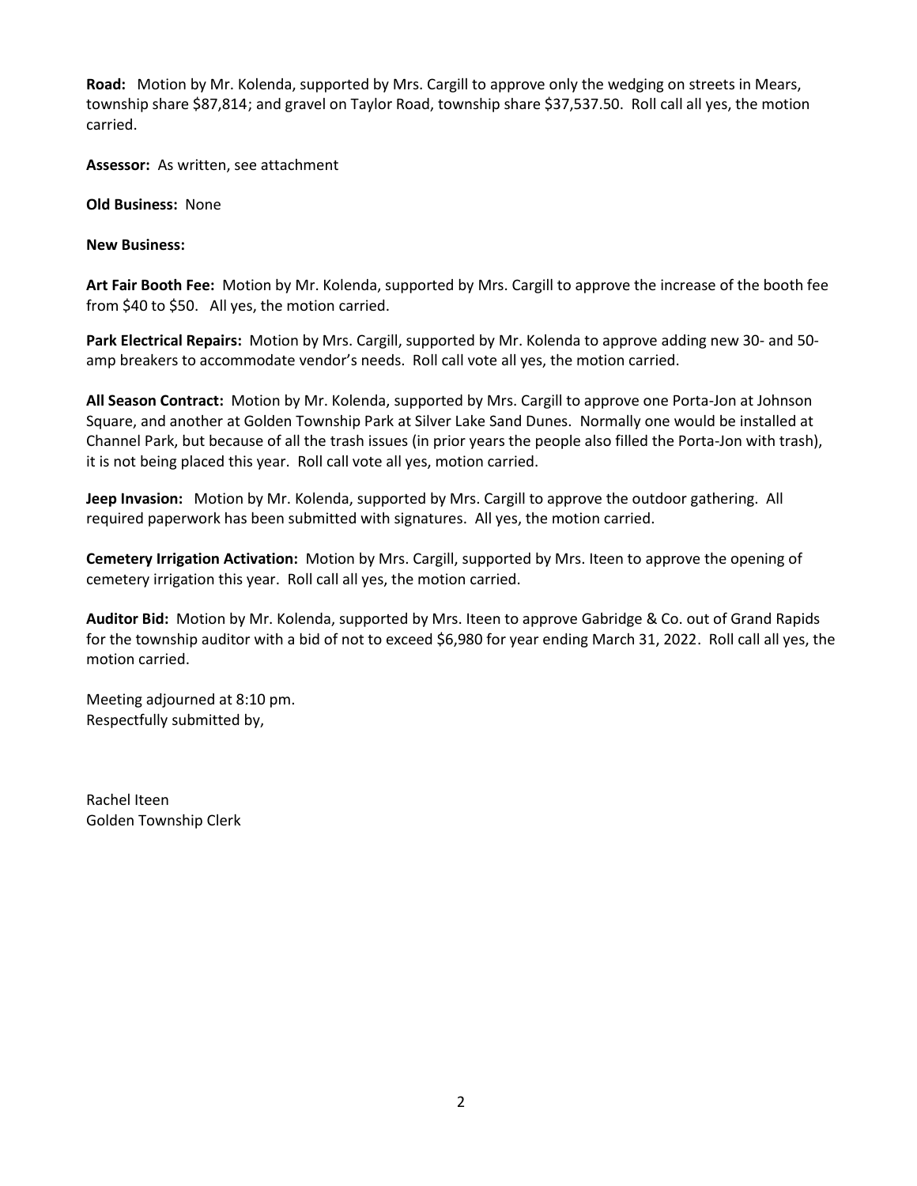**Road:** Motion by Mr. Kolenda, supported by Mrs. Cargill to approve only the wedging on streets in Mears, township share $87,814; and gravel on Taylor Road, township share $37,537.50. Roll call all yes, the motion carried.

**Assessor:** As written, see attachment

**Old Business:** None

**New Business:**

**Art Fair Booth Fee:** Motion by Mr. Kolenda, supported by Mrs. Cargill to approve the increase of the booth fee from $40 to $50. All yes, the motion carried.

**Park Electrical Repairs:** Motion by Mrs. Cargill, supported by Mr. Kolenda to approve adding new 30- and 50-amp breakers to accommodate vendor's needs. Roll call vote all yes, the motion carried.

**All Season Contract:** Motion by Mr. Kolenda, supported by Mrs. Cargill to approve one Porta-Jon at Johnson Square, and another at Golden Township Park at Silver Lake Sand Dunes. Normally one would be installed at Channel Park, but because of all the trash issues (in prior years the people also filled the Porta-Jon with trash), it is not being placed this year. Roll call vote all yes, motion carried.

**Jeep Invasion:** Motion by Mr. Kolenda, supported by Mrs. Cargill to approve the outdoor gathering. All required paperwork has been submitted with signatures. All yes, the motion carried.

**Cemetery Irrigation Activation:** Motion by Mrs. Cargill, supported by Mrs. Iteen to approve the opening of cemetery irrigation this year. Roll call all yes, the motion carried.

**Auditor Bid:** Motion by Mr. Kolenda, supported by Mrs. Iteen to approve Gabridge & Co. out of Grand Rapids for the township auditor with a bid of not to exceed $6,980 for year ending March 31, 2022. Roll call all yes, the motion carried.

Meeting adjourned at 8:10 pm.
Respectfully submitted by,

Rachel Iteen
Golden Township Clerk